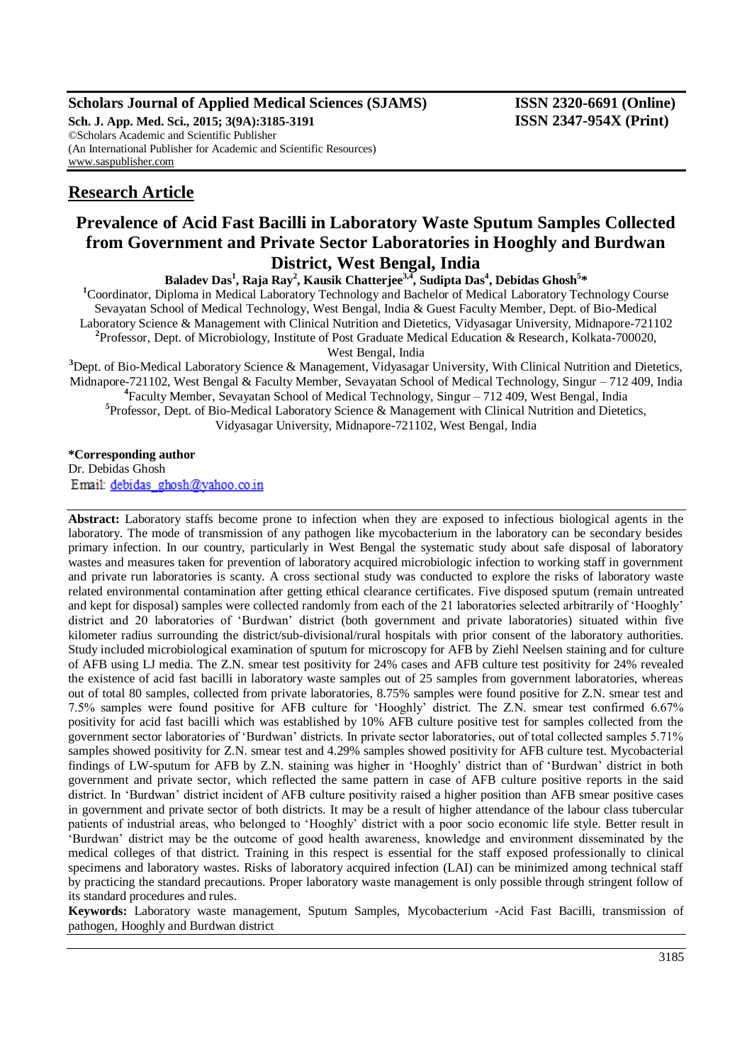**Research Article**

# Prevalence of Acid Fast Bacilli in Laboratory Waste Sputum Samples Collected from Government and Private Sector Laboratories in Hooghly and Burdwan District, West Bengal, India

**Baladev Das[1], Raja Ray[2], Kausik Chatterjee[3,4], Sudipta Das[4], Debidas Ghosh[5]***

[1]Coordinator, Diploma in Medical Laboratory Technology and Bachelor of Medical Laboratory Technology Course Sevayatan School of Medical Technology, West Bengal, India & Guest Faculty Member, Dept. of Bio-Medical Laboratory Science & Management with Clinical Nutrition and Dietetics, Vidyasagar University, Midnapore-721102

[2]Professor, Dept. of Microbiology, Institute of Post Graduate Medical Education & Research, Kolkata-700020, West Bengal, India

[3]Dept. of Bio-Medical Laboratory Science & Management, Vidyasagar University, With Clinical Nutrition and Dietetics, Midnapore-721102, West Bengal & Faculty Member, Sevayatan School of Medical Technology, Singur – 712 409, India

[4]Faculty Member, Sevayatan School of Medical Technology, Singur – 712 409, West Bengal, India

[5]Professor, Dept. of Bio-Medical Laboratory Science & Management with Clinical Nutrition and Dietetics, Vidyasagar University, Midnapore-721102, West Bengal, India

**\*Corresponding author**
Dr. Debidas Ghosh
Email: debidas_ghosh@yahoo.co.in

**Abstract:** Laboratory staffs become prone to infection when they are exposed to infectious biological agents in the laboratory. The mode of transmission of any pathogen like mycobacterium in the laboratory can be secondary besides primary infection. In our country, particularly in West Bengal the systematic study about safe disposal of laboratory wastes and measures taken for prevention of laboratory acquired microbiologic infection to working staff in government and private run laboratories is scanty. A cross sectional study was conducted to explore the risks of laboratory waste related environmental contamination after getting ethical clearance certificates. Five disposed sputum (remain untreated and kept for disposal) samples were collected randomly from each of the 21 laboratories selected arbitrarily of 'Hooghly' district and 20 laboratories of 'Burdwan' district (both government and private laboratories) situated within five kilometer radius surrounding the district/sub-divisional/rural hospitals with prior consent of the laboratory authorities. Study included microbiological examination of sputum for microscopy for AFB by Ziehl Neelsen staining and for culture of AFB using LJ media. The Z.N. smear test positivity for 24% cases and AFB culture test positivity for 24% revealed the existence of acid fast bacilli in laboratory waste samples out of 25 samples from government laboratories, whereas out of total 80 samples, collected from private laboratories, 8.75% samples were found positive for Z.N. smear test and 7.5% samples were found positive for AFB culture for 'Hooghly' district. The Z.N. smear test confirmed 6.67% positivity for acid fast bacilli which was established by 10% AFB culture positive test for samples collected from the government sector laboratories of 'Burdwan' districts. In private sector laboratories, out of total collected samples 5.71% samples showed positivity for Z.N. smear test and 4.29% samples showed positivity for AFB culture test. Mycobacterial findings of LW-sputum for AFB by Z.N. staining was higher in 'Hooghly' district than of 'Burdwan' district in both government and private sector, which reflected the same pattern in case of AFB culture positive reports in the said district. In 'Burdwan' district incident of AFB culture positivity raised a higher position than AFB smear positive cases in government and private sector of both districts. It may be a result of higher attendance of the labour class tubercular patients of industrial areas, who belonged to 'Hooghly' district with a poor socio economic life style. Better result in 'Burdwan' district may be the outcome of good health awareness, knowledge and environment disseminated by the medical colleges of that district. Training in this respect is essential for the staff exposed professionally to clinical specimens and laboratory wastes. Risks of laboratory acquired infection (LAI) can be minimized among technical staff by practicing the standard precautions. Proper laboratory waste management is only possible through stringent follow of its standard procedures and rules.

**Keywords:** Laboratory waste management, Sputum Samples, Mycobacterium -Acid Fast Bacilli, transmission of pathogen, Hooghly and Burdwan district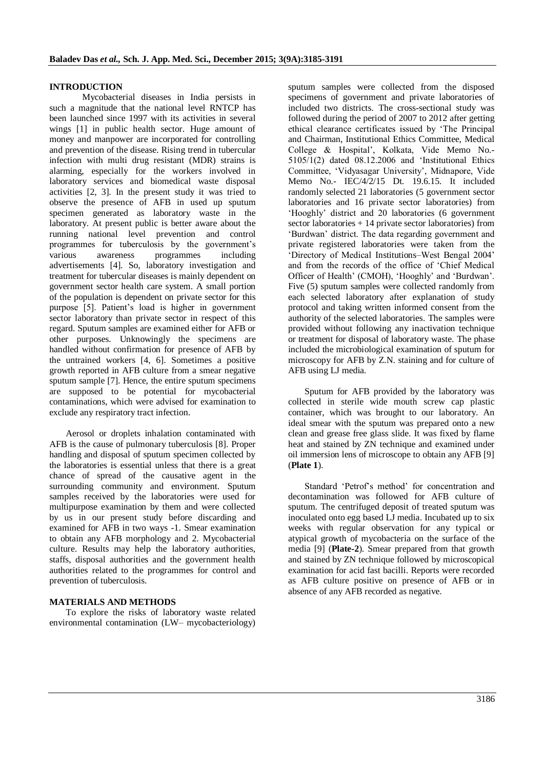## INTRODUCTION

Mycobacterial diseases in India persists in such a magnitude that the national level RNTCP has been launched since 1997 with its activities in several wings [1] in public health sector. Huge amount of money and manpower are incorporated for controlling and prevention of the disease. Rising trend in tubercular infection with multi drug resistant (MDR) strains is alarming, especially for the workers involved in laboratory services and biomedical waste disposal activities [2, 3]. In the present study it was tried to observe the presence of AFB in used up sputum specimen generated as laboratory waste in the laboratory. At present public is better aware about the running national level prevention and control programmes for tuberculosis by the government's various awareness programmes including advertisements [4]. So, laboratory investigation and treatment for tubercular diseases is mainly dependent on government sector health care system. A small portion of the population is dependent on private sector for this purpose [5]. Patient's load is higher in government sector laboratory than private sector in respect of this regard. Sputum samples are examined either for AFB or other purposes. Unknowingly the specimens are handled without confirmation for presence of AFB by the untrained workers [4, 6]. Sometimes a positive growth reported in AFB culture from a smear negative sputum sample [7]. Hence, the entire sputum specimens are supposed to be potential for mycobacterial contaminations, which were advised for examination to exclude any respiratory tract infection.

Aerosol or droplets inhalation contaminated with AFB is the cause of pulmonary tuberculosis [8]. Proper handling and disposal of sputum specimen collected by the laboratories is essential unless that there is a great chance of spread of the causative agent in the surrounding community and environment. Sputum samples received by the laboratories were used for multipurpose examination by them and were collected by us in our present study before discarding and examined for AFB in two ways -1. Smear examination to obtain any AFB morphology and 2. Mycobacterial culture. Results may help the laboratory authorities, staffs, disposal authorities and the government health authorities related to the programmes for control and prevention of tuberculosis.

## MATERIALS AND METHODS

To explore the risks of laboratory waste related environmental contamination (LW– mycobacteriology) sputum samples were collected from the disposed specimens of government and private laboratories of included two districts. The cross-sectional study was followed during the period of 2007 to 2012 after getting ethical clearance certificates issued by 'The Principal and Chairman, Institutional Ethics Committee, Medical College & Hospital', Kolkata, Vide Memo No.- 5105/1(2) dated 08.12.2006 and 'Institutional Ethics Committee, 'Vidyasagar University', Midnapore, Vide Memo No.- IEC/4/2/15 Dt. 19.6.15. It included randomly selected 21 laboratories (5 government sector laboratories and 16 private sector laboratories) from 'Hooghly' district and 20 laboratories (6 government sector laboratories + 14 private sector laboratories) from 'Burdwan' district. The data regarding government and private registered laboratories were taken from the 'Directory of Medical Institutions–West Bengal 2004' and from the records of the office of 'Chief Medical Officer of Health' (CMOH), 'Hooghly' and 'Burdwan'. Five (5) sputum samples were collected randomly from each selected laboratory after explanation of study protocol and taking written informed consent from the authority of the selected laboratories. The samples were provided without following any inactivation technique or treatment for disposal of laboratory waste. The phase included the microbiological examination of sputum for microscopy for AFB by Z.N. staining and for culture of AFB using LJ media.

Sputum for AFB provided by the laboratory was collected in sterile wide mouth screw cap plastic container, which was brought to our laboratory. An ideal smear with the sputum was prepared onto a new clean and grease free glass slide. It was fixed by flame heat and stained by ZN technique and examined under oil immersion lens of microscope to obtain any AFB [9] (**Plate 1**).

Standard 'Petrof's method' for concentration and decontamination was followed for AFB culture of sputum. The centrifuged deposit of treated sputum was inoculated onto egg based LJ media. Incubated up to six weeks with regular observation for any typical or atypical growth of mycobacteria on the surface of the media [9] (**Plate-2**). Smear prepared from that growth and stained by ZN technique followed by microscopical examination for acid fast bacilli. Reports were recorded as AFB culture positive on presence of AFB or in absence of any AFB recorded as negative.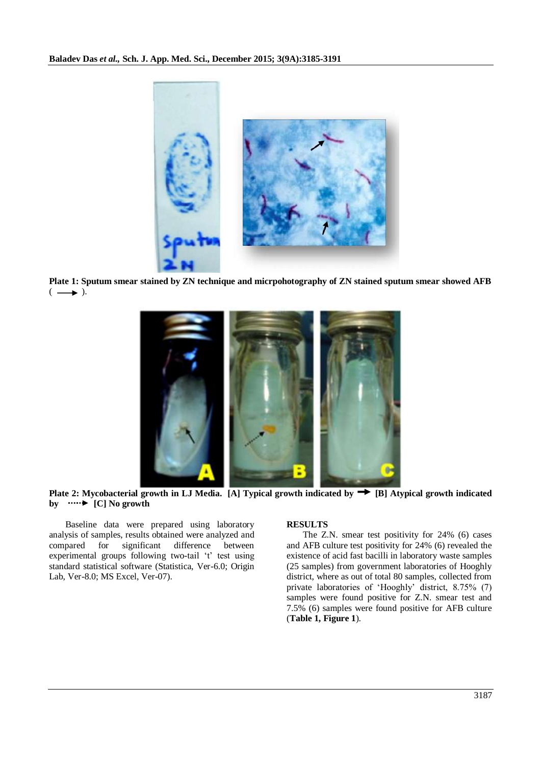Plate 1: Sputum smear stained by ZN technique and micrpohotography of ZN stained sputum smear showed AFB ( ⟶ ).

Plate 2: Mycobacterial growth in LJ Media. [A] Typical growth indicated by ➙ [B] Atypical growth indicated by ····► [C] No growth

Baseline data were prepared using laboratory analysis of samples, results obtained were analyzed and compared for significant difference between experimental groups following two-tail 't' test using standard statistical software (Statistica, Ver-6.0; Origin Lab, Ver-8.0; MS Excel, Ver-07).

## RESULTS

The Z.N. smear test positivity for 24% (6) cases and AFB culture test positivity for 24% (6) revealed the existence of acid fast bacilli in laboratory waste samples (25 samples) from government laboratories of Hooghly district, where as out of total 80 samples, collected from private laboratories of 'Hooghly' district, 8.75% (7) samples were found positive for Z.N. smear test and 7.5% (6) samples were found positive for AFB culture (**Table 1, Figure 1**).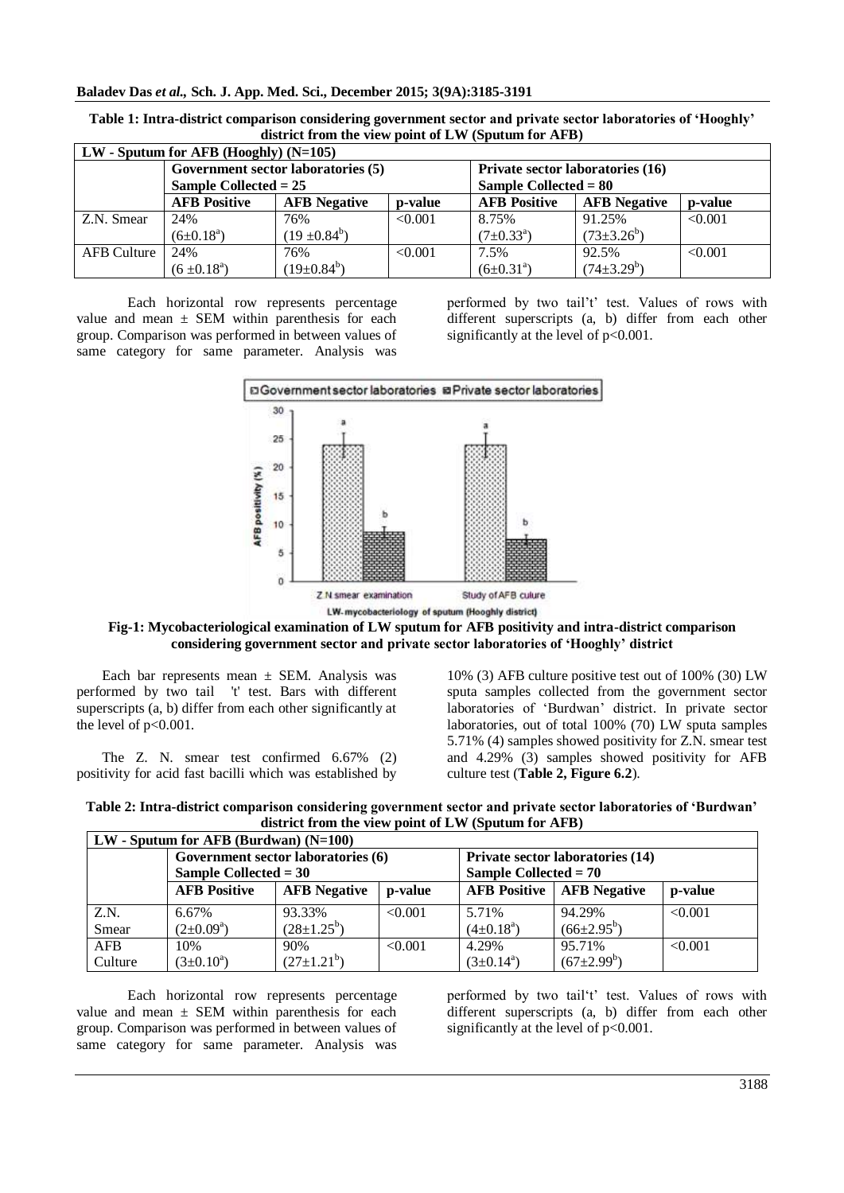**Table 1: Intra-district comparison considering government sector and private sector laboratories of 'Hooghly' district from the view point of LW (Sputum for AFB)**

| LW - Sputum for AFB (Hooghly) (N=105) | | | | | | |
|---|---|---|---|---|---|---|
| | Government sector laboratories (5) Sample Collected = 25 | | | Private sector laboratories (16) Sample Collected = 80 | | |
| | AFB Positive | AFB Negative | p-value | AFB Positive | AFB Negative | p-value |
| Z.N. Smear | 24% ($6 \pm 0.18^a$) | 76% ($19 \pm 0.84^b$) | <0.001 | 8.75% ($7 \pm 0.33^a$) | 91.25% ($73 \pm 3.26^b$) | <0.001 |
| AFB Culture | 24% ($6 \pm 0.18^a$) | 76% ($19 \pm 0.84^b$) | <0.001 | 7.5% ($6 \pm 0.31^a$) | 92.5% ($74 \pm 3.29^b$) | <0.001 |

Each horizontal row represents percentage value and mean ± SEM within parenthesis for each group. Comparison was performed in between values of same category for same parameter. Analysis was performed by two tail't' test. Values of rows with different superscripts (a, b) differ from each other significantly at the level of $p<0.001$.

**Fig-1: Mycobacteriological examination of LW sputum for AFB positivity and intra-district comparison considering government sector and private sector laboratories of 'Hooghly' district**

Each bar represents mean ± SEM. Analysis was performed by two tail 't' test. Bars with different superscripts (a, b) differ from each other significantly at the level of $p<0.001$.

The Z. N. smear test confirmed 6.67% (2) positivity for acid fast bacilli which was established by 10% (3) AFB culture positive test out of 100% (30) LW sputa samples collected from the government sector laboratories of 'Burdwan' district. In private sector laboratories, out of total 100% (70) LW sputa samples 5.71% (4) samples showed positivity for Z.N. smear test and 4.29% (3) samples showed positivity for AFB culture test (**Table 2, Figure 6.2**).

**Table 2: Intra-district comparison considering government sector and private sector laboratories of 'Burdwan' district from the view point of LW (Sputum for AFB)**

| LW - Sputum for AFB (Burdwan) (N=100) | | | | | | |
|---|---|---|---|---|---|---|
| | Government sector laboratories (6) Sample Collected = 30 | | | Private sector laboratories (14) Sample Collected = 70 | | |
| | AFB Positive | AFB Negative | p-value | AFB Positive | AFB Negative | p-value |
| Z.N. Smear | 6.67% ($2 \pm 0.09^a$) | 93.33% ($28 \pm 1.25^b$) | <0.001 | 5.71% ($4 \pm 0.18^a$) | 94.29% ($66 \pm 2.95^b$) | <0.001 |
| AFB Culture | 10% ($3 \pm 0.10^a$) | 90% ($27 \pm 1.21^b$) | <0.001 | 4.29% ($3 \pm 0.14^a$) | 95.71% ($67 \pm 2.99^b$) | <0.001 |

Each horizontal row represents percentage value and mean ± SEM within parenthesis for each group. Comparison was performed in between values of same category for same parameter. Analysis was performed by two tail't' test. Values of rows with different superscripts (a, b) differ from each other significantly at the level of $p<0.001$.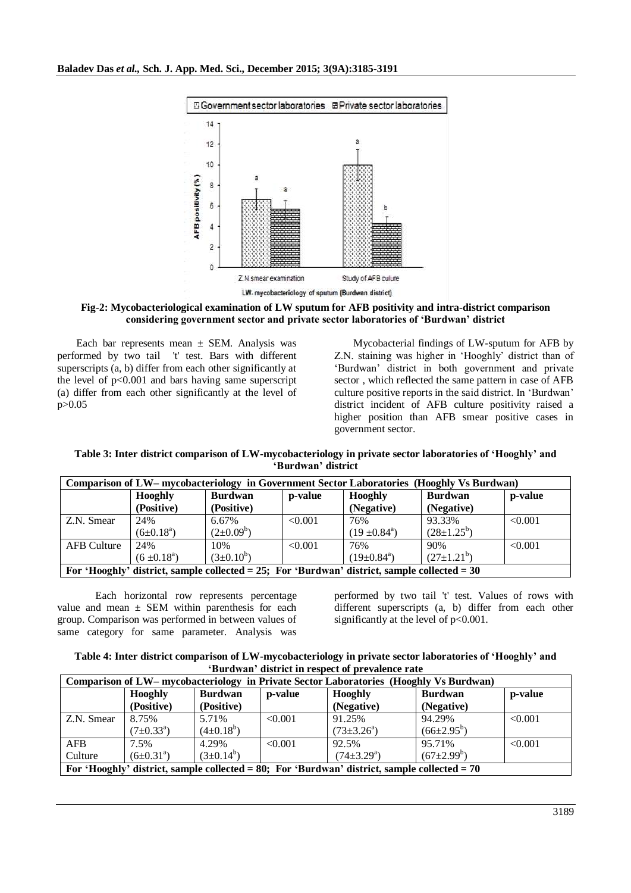**Fig-2: Mycobacteriological examination of LW sputum for AFB positivity and intra-district comparison considering government sector and private sector laboratories of 'Burdwan' district**

Each bar represents mean ± SEM. Analysis was performed by two tail 't' test. Bars with different superscripts (a, b) differ from each other significantly at the level of $p<0.001$ and bars having same superscript (a) differ from each other significantly at the level of $p>0.05$

Mycobacterial findings of LW-sputum for AFB by Z.N. staining was higher in 'Hooghly' district than of 'Burdwan' district in both government and private sector , which reflected the same pattern in case of AFB culture positive reports in the said district. In 'Burdwan' district incident of AFB culture positivity raised a higher position than AFB smear positive cases in government sector.

**Table 3: Inter district comparison of LW-mycobacteriology in private sector laboratories of 'Hooghly' and 'Burdwan' district**

| Comparison of LW– mycobacteriology in Government Sector Laboratories (Hooghly Vs Burdwan) | | | | | | |
|---|---|---|---|---|---|---|
| | **Hooghly (Positive)** | **Burdwan (Positive)** | **p-value** | **Hooghly (Negative)** | **Burdwan (Negative)** | **p-value** |
| Z.N. Smear | 24% $(6\pm0.18^{a})$ | 6.67% $(2\pm0.09^{b})$ | <0.001 | 76% $(19\pm0.84^{a})$ | 93.33% $(28\pm1.25^{b})$ | <0.001 |
| AFB Culture | 24% $(6\pm0.18^{a})$ | 10% $(3\pm0.10^{b})$ | <0.001 | 76% $(19\pm0.84^{a})$ | 90% $(27\pm1.21^{b})$ | <0.001 |
| **For 'Hooghly' district, sample collected = 25; For 'Burdwan' district, sample collected = 30** | | | | | | |

Each horizontal row represents percentage value and mean ± SEM within parenthesis for each group. Comparison was performed in between values of same category for same parameter. Analysis was performed by two tail 't' test. Values of rows with different superscripts (a, b) differ from each other significantly at the level of $p<0.001$.

**Table 4: Inter district comparison of LW-mycobacteriology in private sector laboratories of 'Hooghly' and 'Burdwan' district in respect of prevalence rate**

| Comparison of LW– mycobacteriology in Private Sector Laboratories (Hooghly Vs Burdwan) | | | | | | |
|---|---|---|---|---|---|---|
| | **Hooghly (Positive)** | **Burdwan (Positive)** | **p-value** | **Hooghly (Negative)** | **Burdwan (Negative)** | **p-value** |
| Z.N. Smear | 8.75% $(7\pm0.33^{a})$ | 5.71% $(4\pm0.18^{b})$ | <0.001 | 91.25% $(73\pm3.26^{a})$ | 94.29% $(66\pm2.95^{b})$ | <0.001 |
| AFB Culture | 7.5% $(6\pm0.31^{a})$ | 4.29% $(3\pm0.14^{b})$ | <0.001 | 92.5% $(74\pm3.29^{a})$ | 95.71% $(67\pm2.99^{b})$ | <0.001 |
| **For 'Hooghly' district, sample collected = 80; For 'Burdwan' district, sample collected = 70** | | | | | | |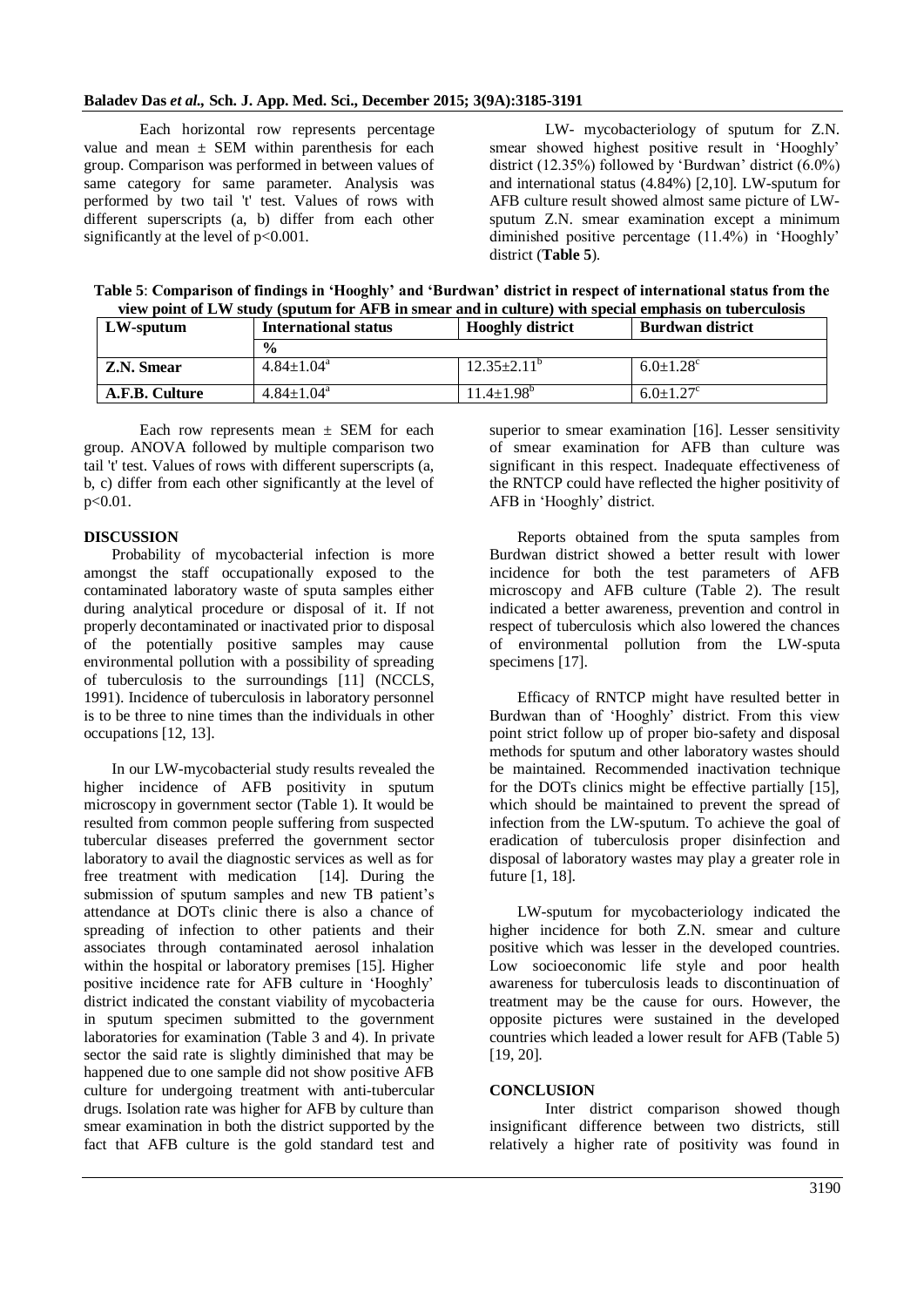Each horizontal row represents percentage value and mean ± SEM within parenthesis for each group. Comparison was performed in between values of same category for same parameter. Analysis was performed by two tail 't' test. Values of rows with different superscripts (a, b) differ from each other significantly at the level of $p<0.001$.

LW- mycobacteriology of sputum for Z.N. smear showed highest positive result in 'Hooghly' district (12.35%) followed by 'Burdwan' district (6.0%) and international status (4.84%) [2,10]. LW-sputum for AFB culture result showed almost same picture of LW-sputum Z.N. smear examination except a minimum diminished positive percentage (11.4%) in 'Hooghly' district (**Table 5**).

**Table 5**: **Comparison of findings in 'Hooghly' and 'Burdwan' district in respect of international status from the view point of LW study (sputum for AFB in smear and in culture) with special emphasis on tuberculosis**

| LW-sputum | International status | Hooghly district | Burdwan district |
|---|---|---|---|
| | % | | |
| **Z.N. Smear** | $4.84±1.04^{a}$ | $12.35±2.11^{b}$ | $6.0±1.28^{c}$ |
| **A.F.B. Culture** | $4.84±1.04^{a}$ | $11.4±1.98^{b}$ | $6.0±1.27^{c}$ |

Each row represents mean ± SEM for each group. ANOVA followed by multiple comparison two tail 't' test. Values of rows with different superscripts (a, b, c) differ from each other significantly at the level of $p<0.01$.

## DISCUSSION

Probability of mycobacterial infection is more amongst the staff occupationally exposed to the contaminated laboratory waste of sputa samples either during analytical procedure or disposal of it. If not properly decontaminated or inactivated prior to disposal of the potentially positive samples may cause environmental pollution with a possibility of spreading of tuberculosis to the surroundings [11] (NCCLS, 1991). Incidence of tuberculosis in laboratory personnel is to be three to nine times than the individuals in other occupations [12, 13].

In our LW-mycobacterial study results revealed the higher incidence of AFB positivity in sputum microscopy in government sector (Table 1). It would be resulted from common people suffering from suspected tubercular diseases preferred the government sector laboratory to avail the diagnostic services as well as for free treatment with medication [14]. During the submission of sputum samples and new TB patient's attendance at DOTs clinic there is also a chance of spreading of infection to other patients and their associates through contaminated aerosol inhalation within the hospital or laboratory premises [15]. Higher positive incidence rate for AFB culture in 'Hooghly' district indicated the constant viability of mycobacteria in sputum specimen submitted to the government laboratories for examination (Table 3 and 4). In private sector the said rate is slightly diminished that may be happened due to one sample did not show positive AFB culture for undergoing treatment with anti-tubercular drugs. Isolation rate was higher for AFB by culture than smear examination in both the district supported by the fact that AFB culture is the gold standard test and superior to smear examination [16]. Lesser sensitivity of smear examination for AFB than culture was significant in this respect. Inadequate effectiveness of the RNTCP could have reflected the higher positivity of AFB in 'Hooghly' district.

Reports obtained from the sputa samples from Burdwan district showed a better result with lower incidence for both the test parameters of AFB microscopy and AFB culture (Table 2). The result indicated a better awareness, prevention and control in respect of tuberculosis which also lowered the chances of environmental pollution from the LW-sputa specimens [17].

Efficacy of RNTCP might have resulted better in Burdwan than of 'Hooghly' district. From this view point strict follow up of proper bio-safety and disposal methods for sputum and other laboratory wastes should be maintained. Recommended inactivation technique for the DOTs clinics might be effective partially [15], which should be maintained to prevent the spread of infection from the LW-sputum. To achieve the goal of eradication of tuberculosis proper disinfection and disposal of laboratory wastes may play a greater role in future [1, 18].

LW-sputum for mycobacteriology indicated the higher incidence for both Z.N. smear and culture positive which was lesser in the developed countries. Low socioeconomic life style and poor health awareness for tuberculosis leads to discontinuation of treatment may be the cause for ours. However, the opposite pictures were sustained in the developed countries which leaded a lower result for AFB (Table 5) [19, 20].

## CONCLUSION

Inter district comparison showed though insignificant difference between two districts, still relatively a higher rate of positivity was found in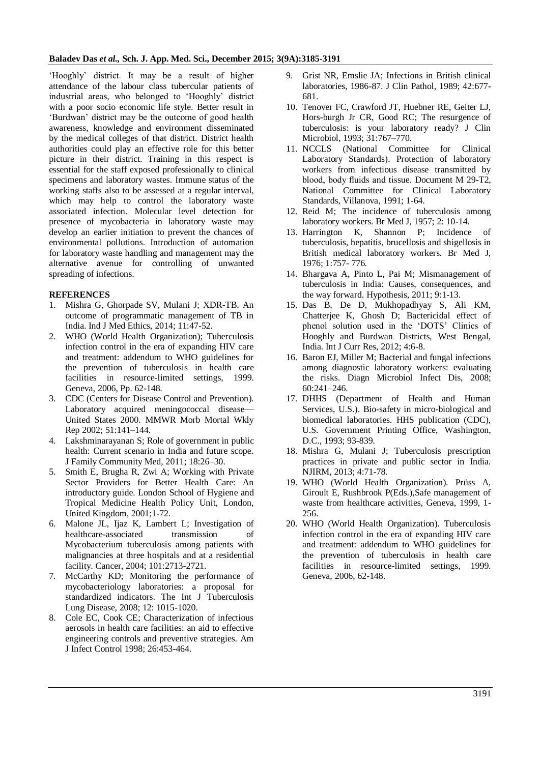'Hooghly' district. It may be a result of higher attendance of the labour class tubercular patients of industrial areas, who belonged to 'Hooghly' district with a poor socio economic life style. Better result in 'Burdwan' district may be the outcome of good health awareness, knowledge and environment disseminated by the medical colleges of that district. District health authorities could play an effective role for this better picture in their district. Training in this respect is essential for the staff exposed professionally to clinical specimens and laboratory wastes. Immune status of the working staffs also to be assessed at a regular interval, which may help to control the laboratory waste associated infection. Molecular level detection for presence of mycobacteria in laboratory waste may develop an earlier initiation to prevent the chances of environmental pollutions. Introduction of automation for laboratory waste handling and management may the alternative avenue for controlling of unwanted spreading of infections.

## REFERENCES

1. Mishra G, Ghorpade SV, Mulani J; XDR-TB. An outcome of programmatic management of TB in India. Ind J Med Ethics, 2014; 11:47-52.
2. WHO (World Health Organization); Tuberculosis infection control in the era of expanding HIV care and treatment: addendum to WHO guidelines for the prevention of tuberculosis in health care facilities in resource-limited settings, 1999. Geneva, 2006, Pp. 62-148.
3. CDC (Centers for Disease Control and Prevention). Laboratory acquired meningococcal disease— United States 2000. MMWR Morb Mortal Wkly Rep 2002; 51:141–144.
4. Lakshminarayanan S; Role of government in public health: Current scenario in India and future scope. J Family Community Med, 2011; 18:26–30.
5. Smith E, Brugha R, Zwi A; Working with Private Sector Providers for Better Health Care: An introductory guide. London School of Hygiene and Tropical Medicine Health Policy Unit, London, United Kingdom, 2001;1-72.
6. Malone JL, Ijaz K, Lambert L; Investigation of healthcare-associated transmission of Mycobacterium tuberculosis among patients with malignancies at three hospitals and at a residential facility. Cancer, 2004; 101:2713-2721.
7. McCarthy KD; Monitoring the performance of mycobacteriology laboratories: a proposal for standardized indicators. The Int J Tuberculosis Lung Disease, 2008; 12: 1015-1020.
8. Cole EC, Cook CE; Characterization of infectious aerosols in health care facilities: an aid to effective engineering controls and preventive strategies. Am J Infect Control 1998; 26:453-464.
9. Grist NR, Emslie JA; Infections in British clinical laboratories, 1986-87. J Clin Pathol, 1989; 42:677-681.
10. Tenover FC, Crawford JT, Huebner RE, Geiter LJ, Hors-burgh Jr CR, Good RC; The resurgence of tuberculosis: is your laboratory ready? J Clin Microbiol, 1993; 31:767–770.
11. NCCLS (National Committee for Clinical Laboratory Standards). Protection of laboratory workers from infectious disease transmitted by blood, body fluids and tissue. Document M 29-T2, National Committee for Clinical Laboratory Standards, Villanova, 1991; 1-64.
12. Reid M; The incidence of tuberculosis among laboratory workers. Br Med J, 1957; 2: 10-14.
13. Harrington K, Shannon P; Incidence of tuberculosis, hepatitis, brucellosis and shigellosis in British medical laboratory workers. Br Med J, 1976; 1:757- 776.
14. Bhargava A, Pinto L, Pai M; Mismanagement of tuberculosis in India: Causes, consequences, and the way forward. Hypothesis, 2011; 9:1-13.
15. Das B, De D, Mukhopadhyay S, Ali KM, Chatterjee K, Ghosh D; Bactericidal effect of phenol solution used in the 'DOTS' Clinics of Hooghly and Burdwan Districts, West Bengal, India. Int J Curr Res, 2012; 4:6-8.
16. Baron EJ, Miller M; Bacterial and fungal infections among diagnostic laboratory workers: evaluating the risks. Diagn Microbiol Infect Dis, 2008; 60:241–246.
17. DHHS (Department of Health and Human Services, U.S.). Bio-safety in micro-biological and biomedical laboratories. HHS publication (CDC), U.S. Government Printing Office, Washington, D.C., 1993; 93-839.
18. Mishra G, Mulani J; Tuberculosis prescription practices in private and public sector in India. NJIRM, 2013; 4:71-78.
19. WHO (World Health Organization). Prüss A, Giroult E, Rushbrook P(Eds.),Safe management of waste from healthcare activities, Geneva, 1999, 1-256.
20. WHO (World Health Organization). Tuberculosis infection control in the era of expanding HIV care and treatment: addendum to WHO guidelines for the prevention of tuberculosis in health care facilities in resource-limited settings, 1999. Geneva, 2006, 62-148.